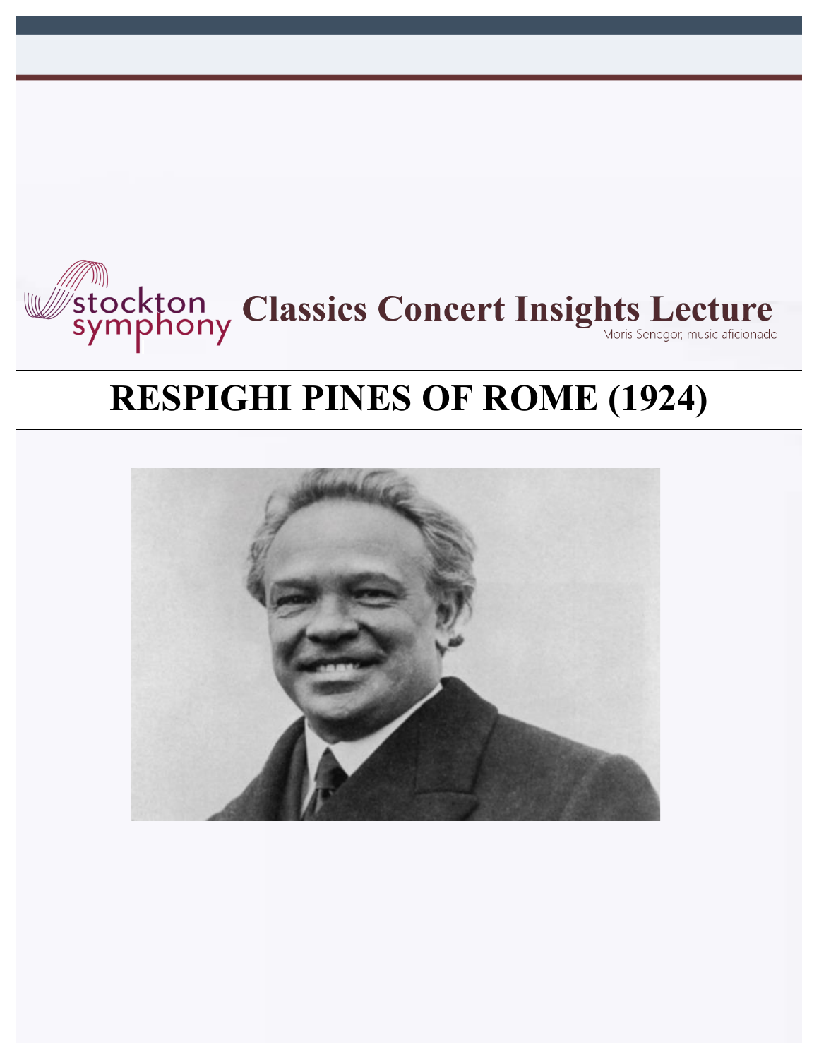stockton symphony **Classics Concert Insights Lecture**

Moris Senegor, music aficionado

# RESPIGHI PINES OF ROME (1924)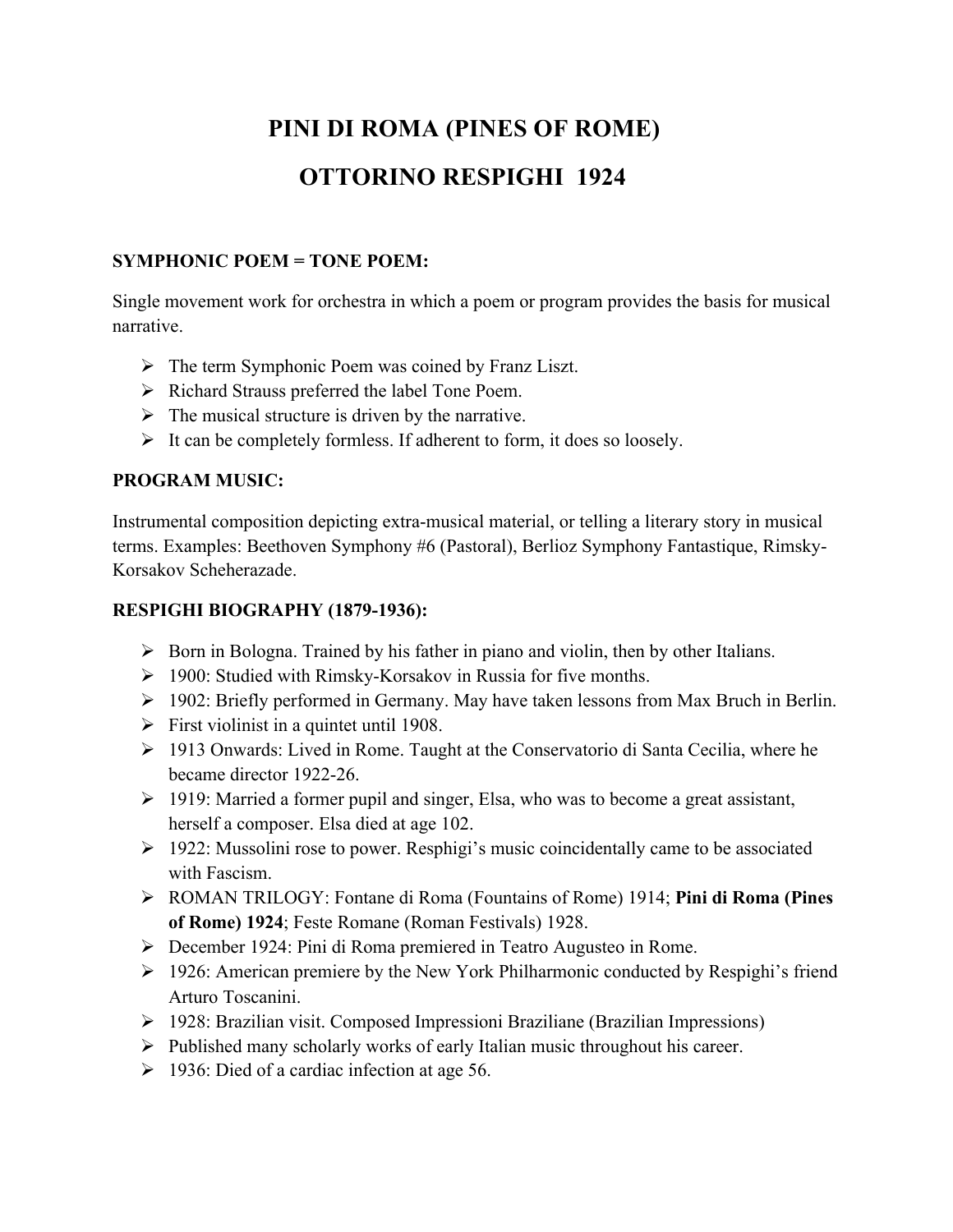# PINI DI ROMA (PINES OF ROME)

# OTTORINO RESPIGHI 1924

**SYMPHONIC POEM = TONE POEM:**

Single movement work for orchestra in which a poem or program provides the basis for musical narrative.

- The term Symphonic Poem was coined by Franz Liszt.
- Richard Strauss preferred the label Tone Poem.
- The musical structure is driven by the narrative.
- It can be completely formless. If adherent to form, it does so loosely.

**PROGRAM MUSIC:**

Instrumental composition depicting extra-musical material, or telling a literary story in musical terms. Examples: Beethoven Symphony #6 (Pastoral), Berlioz Symphony Fantastique, Rimsky-Korsakov Scheherazade.

**RESPIGHI BIOGRAPHY (1879-1936):**

- Born in Bologna. Trained by his father in piano and violin, then by other Italians.
- 1900: Studied with Rimsky-Korsakov in Russia for five months.
- 1902: Briefly performed in Germany. May have taken lessons from Max Bruch in Berlin.
- First violinist in a quintet until 1908.
- 1913 Onwards: Lived in Rome. Taught at the Conservatorio di Santa Cecilia, where he became director 1922-26.
- 1919: Married a former pupil and singer, Elsa, who was to become a great assistant, herself a composer. Elsa died at age 102.
- 1922: Mussolini rose to power. Resphigi's music coincidentally came to be associated with Fascism.
- ROMAN TRILOGY: Fontane di Roma (Fountains of Rome) 1914; **Pini di Roma (Pines of Rome) 1924**; Feste Romane (Roman Festivals) 1928.
- December 1924: Pini di Roma premiered in Teatro Augusteo in Rome.
- 1926: American premiere by the New York Philharmonic conducted by Respighi's friend Arturo Toscanini.
- 1928: Brazilian visit. Composed Impressioni Braziliane (Brazilian Impressions)
- Published many scholarly works of early Italian music throughout his career.
- 1936: Died of a cardiac infection at age 56.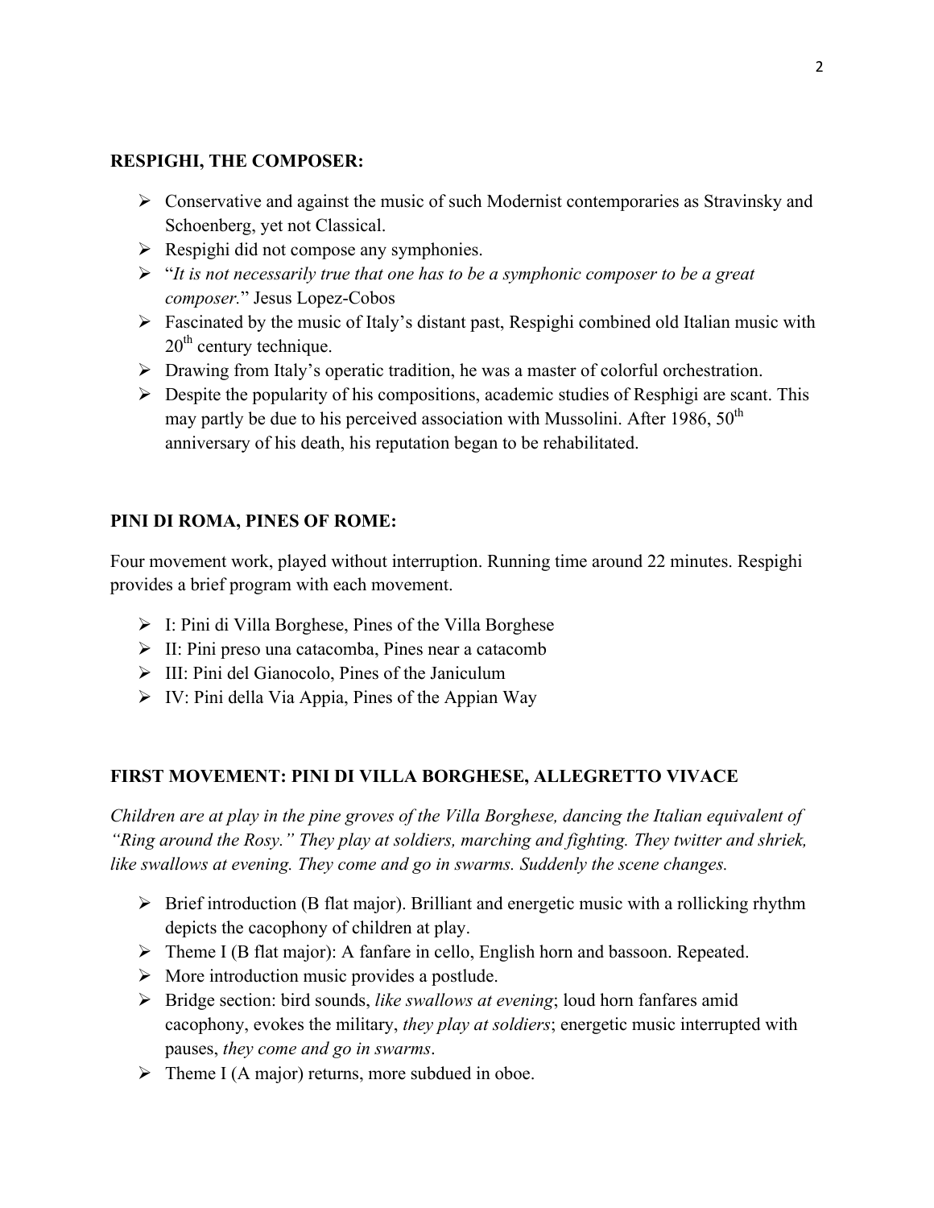**RESPIGHI, THE COMPOSER:**

- Conservative and against the music of such Modernist contemporaries as Stravinsky and Schoenberg, yet not Classical.
- Respighi did not compose any symphonies.
- "*It is not necessarily true that one has to be a symphonic composer to be a great composer.*" Jesus Lopez-Cobos
- Fascinated by the music of Italy's distant past, Respighi combined old Italian music with 20th century technique.
- Drawing from Italy's operatic tradition, he was a master of colorful orchestration.
- Despite the popularity of his compositions, academic studies of Resphigi are scant. This may partly be due to his perceived association with Mussolini. After 1986, 50th anniversary of his death, his reputation began to be rehabilitated.

**PINI DI ROMA, PINES OF ROME:**

Four movement work, played without interruption. Running time around 22 minutes. Respighi provides a brief program with each movement.

- I: Pini di Villa Borghese, Pines of the Villa Borghese
- II: Pini preso una catacomba, Pines near a catacomb
- III: Pini del Gianocolo, Pines of the Janiculum
- IV: Pini della Via Appia, Pines of the Appian Way

**FIRST MOVEMENT: PINI DI VILLA BORGHESE, ALLEGRETTO VIVACE**

*Children are at play in the pine groves of the Villa Borghese, dancing the Italian equivalent of "Ring around the Rosy." They play at soldiers, marching and fighting. They twitter and shriek, like swallows at evening. They come and go in swarms. Suddenly the scene changes.*

- Brief introduction (B flat major). Brilliant and energetic music with a rollicking rhythm depicts the cacophony of children at play.
- Theme I (B flat major): A fanfare in cello, English horn and bassoon. Repeated.
- More introduction music provides a postlude.
- Bridge section: bird sounds, *like swallows at evening*; loud horn fanfares amid cacophony, evokes the military, *they play at soldiers*; energetic music interrupted with pauses, *they come and go in swarms*.
- Theme I (A major) returns, more subdued in oboe.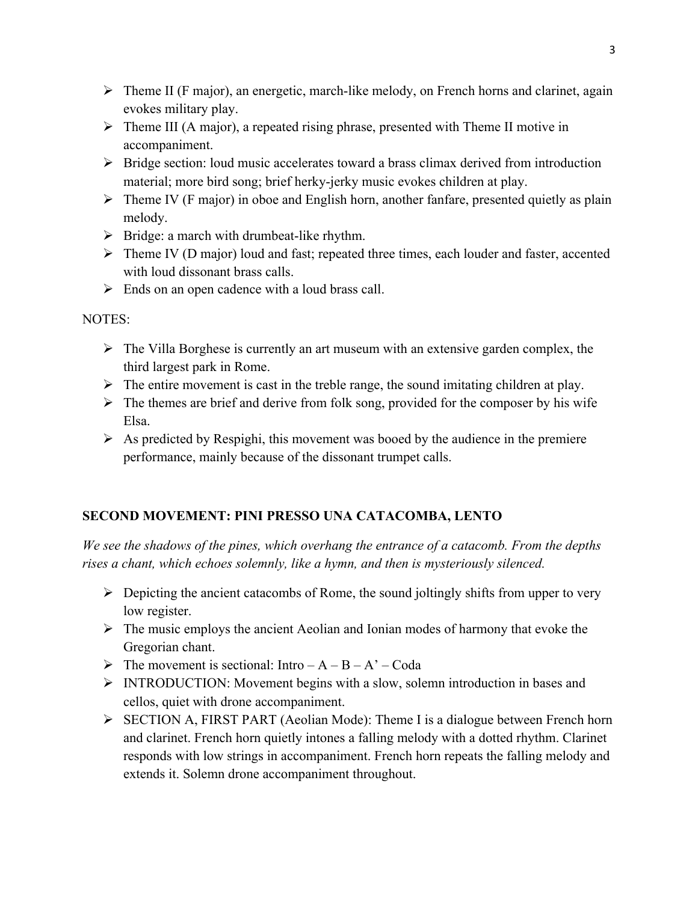- Theme II (F major), an energetic, march-like melody, on French horns and clarinet, again evokes military play.
- Theme III (A major), a repeated rising phrase, presented with Theme II motive in accompaniment.
- Bridge section: loud music accelerates toward a brass climax derived from introduction material; more bird song; brief herky-jerky music evokes children at play.
- Theme IV (F major) in oboe and English horn, another fanfare, presented quietly as plain melody.
- Bridge: a march with drumbeat-like rhythm.
- Theme IV (D major) loud and fast; repeated three times, each louder and faster, accented with loud dissonant brass calls.
- Ends on an open cadence with a loud brass call.

NOTES:

- The Villa Borghese is currently an art museum with an extensive garden complex, the third largest park in Rome.
- The entire movement is cast in the treble range, the sound imitating children at play.
- The themes are brief and derive from folk song, provided for the composer by his wife Elsa.
- As predicted by Respighi, this movement was booed by the audience in the premiere performance, mainly because of the dissonant trumpet calls.

## SECOND MOVEMENT: PINI PRESSO UNA CATACOMBA, LENTO

*We see the shadows of the pines, which overhang the entrance of a catacomb. From the depths rises a chant, which echoes solemnly, like a hymn, and then is mysteriously silenced.*

- Depicting the ancient catacombs of Rome, the sound joltingly shifts from upper to very low register.
- The music employs the ancient Aeolian and Ionian modes of harmony that evoke the Gregorian chant.
- The movement is sectional: Intro – A – B – A' – Coda
- INTRODUCTION: Movement begins with a slow, solemn introduction in bases and cellos, quiet with drone accompaniment.
- SECTION A, FIRST PART (Aeolian Mode): Theme I is a dialogue between French horn and clarinet. French horn quietly intones a falling melody with a dotted rhythm. Clarinet responds with low strings in accompaniment. French horn repeats the falling melody and extends it. Solemn drone accompaniment throughout.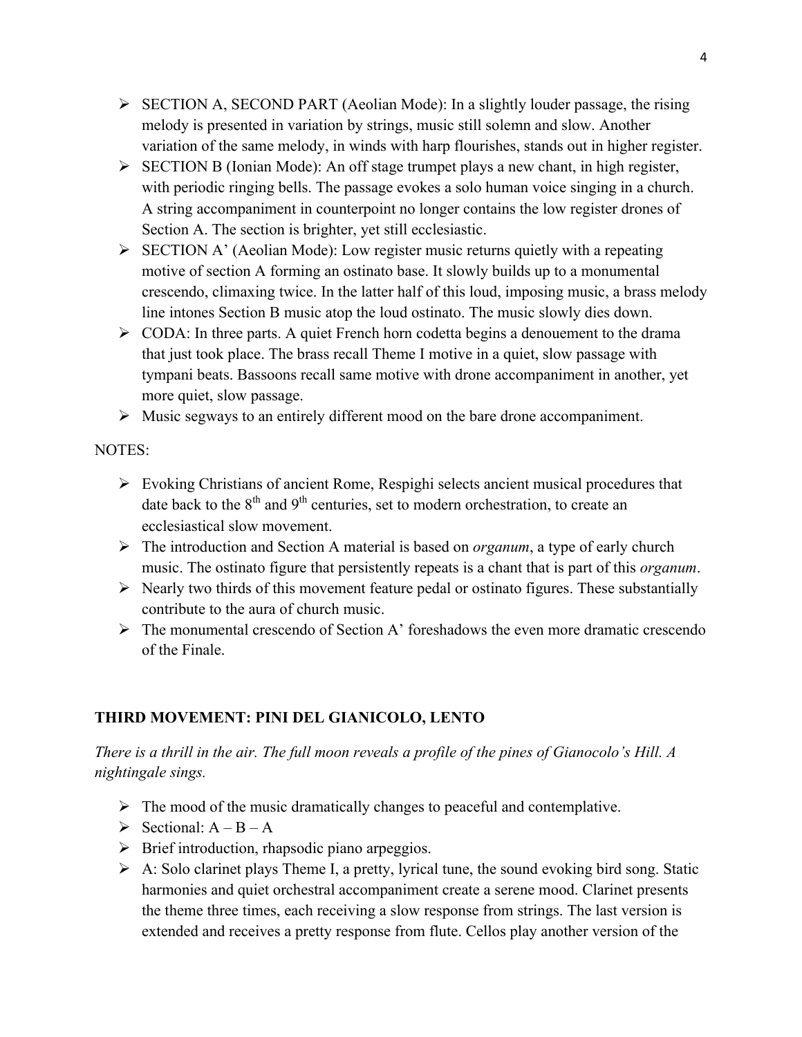- SECTION A, SECOND PART (Aeolian Mode): In a slightly louder passage, the rising melody is presented in variation by strings, music still solemn and slow. Another variation of the same melody, in winds with harp flourishes, stands out in higher register.
- SECTION B (Ionian Mode): An off stage trumpet plays a new chant, in high register, with periodic ringing bells. The passage evokes a solo human voice singing in a church. A string accompaniment in counterpoint no longer contains the low register drones of Section A. The section is brighter, yet still ecclesiastic.
- SECTION A' (Aeolian Mode): Low register music returns quietly with a repeating motive of section A forming an ostinato base. It slowly builds up to a monumental crescendo, climaxing twice. In the latter half of this loud, imposing music, a brass melody line intones Section B music atop the loud ostinato. The music slowly dies down.
- CODA: In three parts. A quiet French horn codetta begins a denouement to the drama that just took place. The brass recall Theme I motive in a quiet, slow passage with tympani beats. Bassoons recall same motive with drone accompaniment in another, yet more quiet, slow passage.
- Music segways to an entirely different mood on the bare drone accompaniment.

NOTES:

- Evoking Christians of ancient Rome, Respighi selects ancient musical procedures that date back to the 8th and 9th centuries, set to modern orchestration, to create an ecclesiastical slow movement.
- The introduction and Section A material is based on *organum*, a type of early church music. The ostinato figure that persistently repeats is a chant that is part of this *organum*.
- Nearly two thirds of this movement feature pedal or ostinato figures. These substantially contribute to the aura of church music.
- The monumental crescendo of Section A' foreshadows the even more dramatic crescendo of the Finale.

**THIRD MOVEMENT: PINI DEL GIANICOLO, LENTO**

*There is a thrill in the air. The full moon reveals a profile of the pines of Gianocolo's Hill. A nightingale sings.*

- The mood of the music dramatically changes to peaceful and contemplative.
- Sectional: A – B – A
- Brief introduction, rhapsodic piano arpeggios.
- A: Solo clarinet plays Theme I, a pretty, lyrical tune, the sound evoking bird song. Static harmonies and quiet orchestral accompaniment create a serene mood. Clarinet presents the theme three times, each receiving a slow response from strings. The last version is extended and receives a pretty response from flute. Cellos play another version of the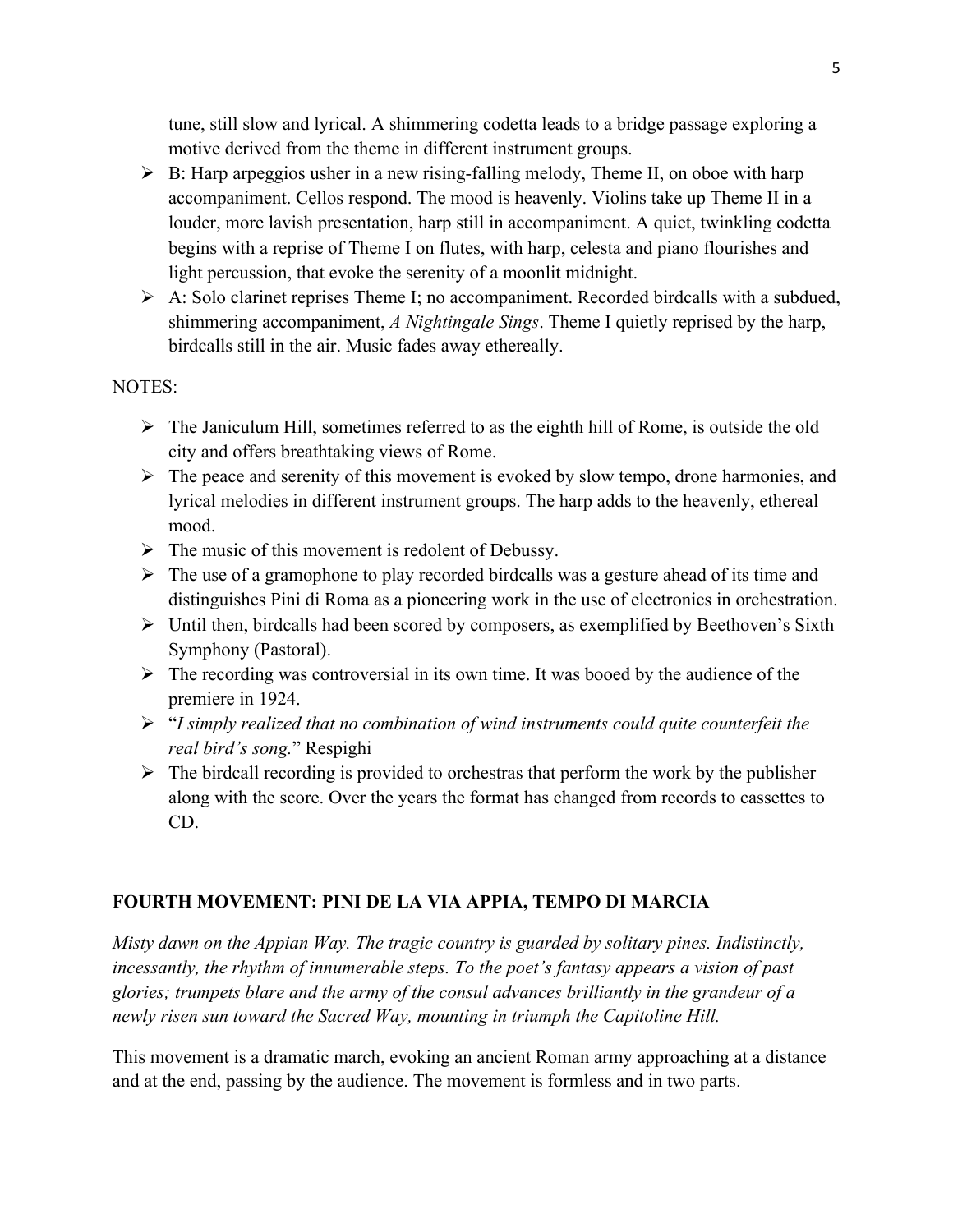tune, still slow and lyrical. A shimmering codetta leads to a bridge passage exploring a motive derived from the theme in different instrument groups.

- B: Harp arpeggios usher in a new rising-falling melody, Theme II, on oboe with harp accompaniment. Cellos respond. The mood is heavenly. Violins take up Theme II in a louder, more lavish presentation, harp still in accompaniment. A quiet, twinkling codetta begins with a reprise of Theme I on flutes, with harp, celesta and piano flourishes and light percussion, that evoke the serenity of a moonlit midnight.
- A: Solo clarinet reprises Theme I; no accompaniment. Recorded birdcalls with a subdued, shimmering accompaniment, *A Nightingale Sings*. Theme I quietly reprised by the harp, birdcalls still in the air. Music fades away ethereally.

NOTES:

- The Janiculum Hill, sometimes referred to as the eighth hill of Rome, is outside the old city and offers breathtaking views of Rome.
- The peace and serenity of this movement is evoked by slow tempo, drone harmonies, and lyrical melodies in different instrument groups. The harp adds to the heavenly, ethereal mood.
- The music of this movement is redolent of Debussy.
- The use of a gramophone to play recorded birdcalls was a gesture ahead of its time and distinguishes Pini di Roma as a pioneering work in the use of electronics in orchestration.
- Until then, birdcalls had been scored by composers, as exemplified by Beethoven's Sixth Symphony (Pastoral).
- The recording was controversial in its own time. It was booed by the audience of the premiere in 1924.
- "*I simply realized that no combination of wind instruments could quite counterfeit the real bird's song.*" Respighi
- The birdcall recording is provided to orchestras that perform the work by the publisher along with the score. Over the years the format has changed from records to cassettes to CD.

## FOURTH MOVEMENT: PINI DE LA VIA APPIA, TEMPO DI MARCIA

*Misty dawn on the Appian Way. The tragic country is guarded by solitary pines. Indistinctly, incessantly, the rhythm of innumerable steps. To the poet's fantasy appears a vision of past glories; trumpets blare and the army of the consul advances brilliantly in the grandeur of a newly risen sun toward the Sacred Way, mounting in triumph the Capitoline Hill.*

This movement is a dramatic march, evoking an ancient Roman army approaching at a distance and at the end, passing by the audience. The movement is formless and in two parts.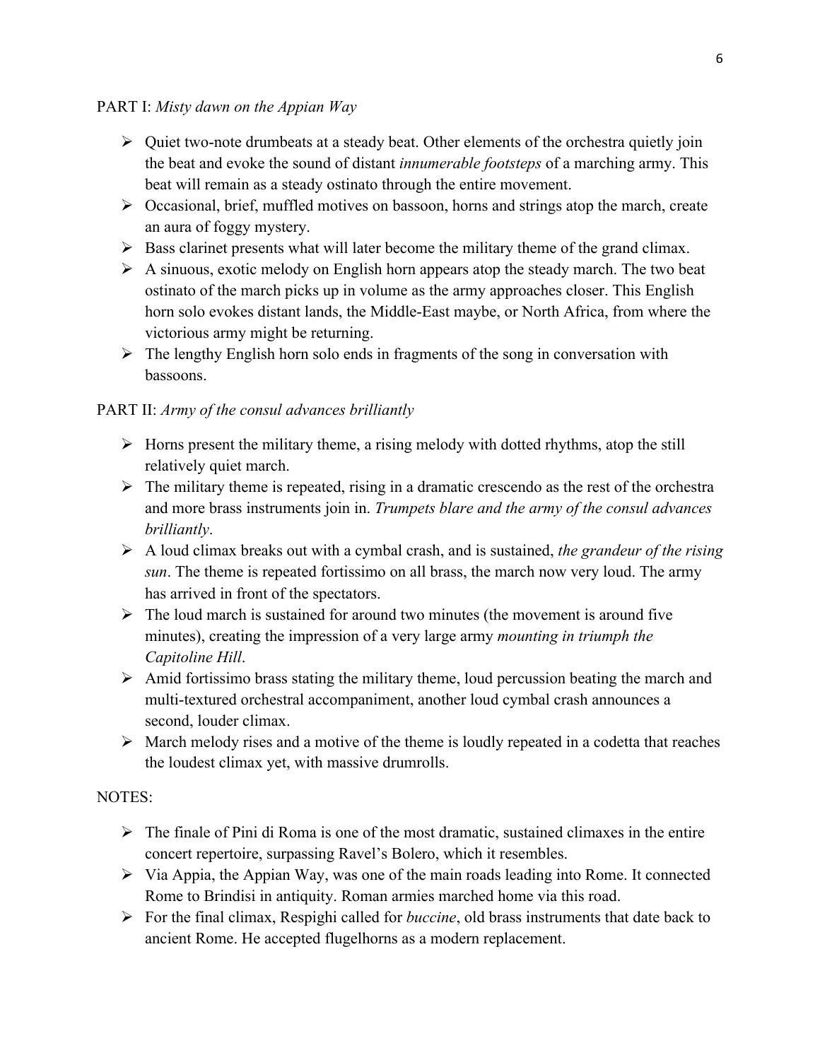PART I: *Misty dawn on the Appian Way*

- Quiet two-note drumbeats at a steady beat. Other elements of the orchestra quietly join the beat and evoke the sound of distant *innumerable footsteps* of a marching army. This beat will remain as a steady ostinato through the entire movement.
- Occasional, brief, muffled motives on bassoon, horns and strings atop the march, create an aura of foggy mystery.
- Bass clarinet presents what will later become the military theme of the grand climax.
- A sinuous, exotic melody on English horn appears atop the steady march. The two beat ostinato of the march picks up in volume as the army approaches closer. This English horn solo evokes distant lands, the Middle-East maybe, or North Africa, from where the victorious army might be returning.
- The lengthy English horn solo ends in fragments of the song in conversation with bassoons.

PART II: *Army of the consul advances brilliantly*

- Horns present the military theme, a rising melody with dotted rhythms, atop the still relatively quiet march.
- The military theme is repeated, rising in a dramatic crescendo as the rest of the orchestra and more brass instruments join in. *Trumpets blare and the army of the consul advances brilliantly*.
- A loud climax breaks out with a cymbal crash, and is sustained, *the grandeur of the rising sun*. The theme is repeated fortissimo on all brass, the march now very loud. The army has arrived in front of the spectators.
- The loud march is sustained for around two minutes (the movement is around five minutes), creating the impression of a very large army *mounting in triumph the Capitoline Hill*.
- Amid fortissimo brass stating the military theme, loud percussion beating the march and multi-textured orchestral accompaniment, another loud cymbal crash announces a second, louder climax.
- March melody rises and a motive of the theme is loudly repeated in a codetta that reaches the loudest climax yet, with massive drumrolls.

NOTES:

- The finale of Pini di Roma is one of the most dramatic, sustained climaxes in the entire concert repertoire, surpassing Ravel's Bolero, which it resembles.
- Via Appia, the Appian Way, was one of the main roads leading into Rome. It connected Rome to Brindisi in antiquity. Roman armies marched home via this road.
- For the final climax, Respighi called for *buccine*, old brass instruments that date back to ancient Rome. He accepted flugelhorns as a modern replacement.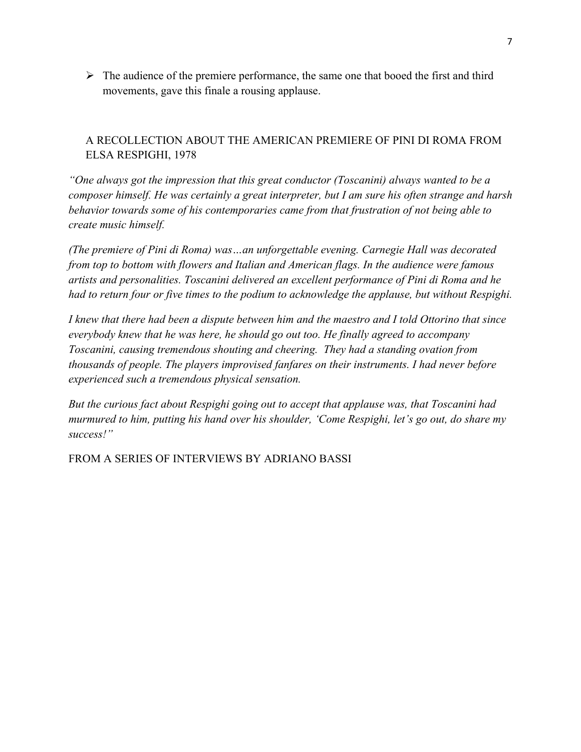- The audience of the premiere performance, the same one that booed the first and third movements, gave this finale a rousing applause.

A RECOLLECTION ABOUT THE AMERICAN PREMIERE OF PINI DI ROMA FROM ELSA RESPIGHI, 1978

*"One always got the impression that this great conductor (Toscanini) always wanted to be a composer himself. He was certainly a great interpreter, but I am sure his often strange and harsh behavior towards some of his contemporaries came from that frustration of not being able to create music himself.*

*(The premiere of Pini di Roma) was…an unforgettable evening. Carnegie Hall was decorated from top to bottom with flowers and Italian and American flags. In the audience were famous artists and personalities. Toscanini delivered an excellent performance of Pini di Roma and he had to return four or five times to the podium to acknowledge the applause, but without Respighi.*

*I knew that there had been a dispute between him and the maestro and I told Ottorino that since everybody knew that he was here, he should go out too. He finally agreed to accompany Toscanini, causing tremendous shouting and cheering. They had a standing ovation from thousands of people. The players improvised fanfares on their instruments. I had never before experienced such a tremendous physical sensation.*

*But the curious fact about Respighi going out to accept that applause was, that Toscanini had murmured to him, putting his hand over his shoulder, 'Come Respighi, let's go out, do share my success!"*

FROM A SERIES OF INTERVIEWS BY ADRIANO BASSI